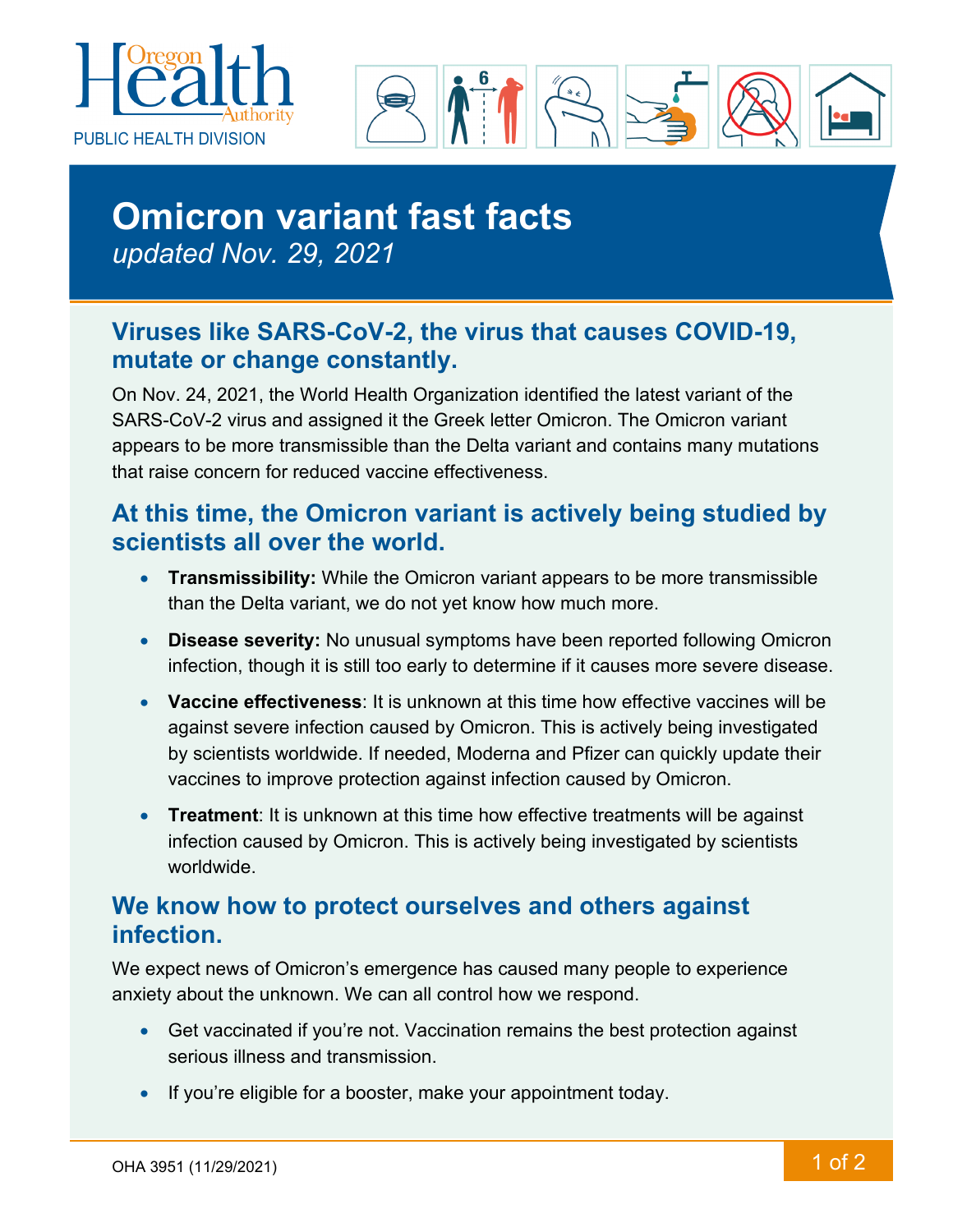Oregon Health Authority

PUBLIC HEALTH DIVISION

# Omicron variant fast facts

*updated Nov. 29, 2021*

## Viruses like SARS-CoV-2, the virus that causes COVID-19, mutate or change constantly.

On Nov. 24, 2021, the World Health Organization identified the latest variant of the SARS-CoV-2 virus and assigned it the Greek letter Omicron. The Omicron variant appears to be more transmissible than the Delta variant and contains many mutations that raise concern for reduced vaccine effectiveness.

## At this time, the Omicron variant is actively being studied by scientists all over the world.

- **Transmissibility:** While the Omicron variant appears to be more transmissible than the Delta variant, we do not yet know how much more.
- **Disease severity:** No unusual symptoms have been reported following Omicron infection, though it is still too early to determine if it causes more severe disease.
- **Vaccine effectiveness**: It is unknown at this time how effective vaccines will be against severe infection caused by Omicron. This is actively being investigated by scientists worldwide. If needed, Moderna and Pfizer can quickly update their vaccines to improve protection against infection caused by Omicron.
- **Treatment**: It is unknown at this time how effective treatments will be against infection caused by Omicron. This is actively being investigated by scientists worldwide.

## We know how to protect ourselves and others against infection.

We expect news of Omicron's emergence has caused many people to experience anxiety about the unknown. We can all control how we respond.

- Get vaccinated if you're not. Vaccination remains the best protection against serious illness and transmission.
- If you're eligible for a booster, make your appointment today.

OHA 3951 (11/29/2021)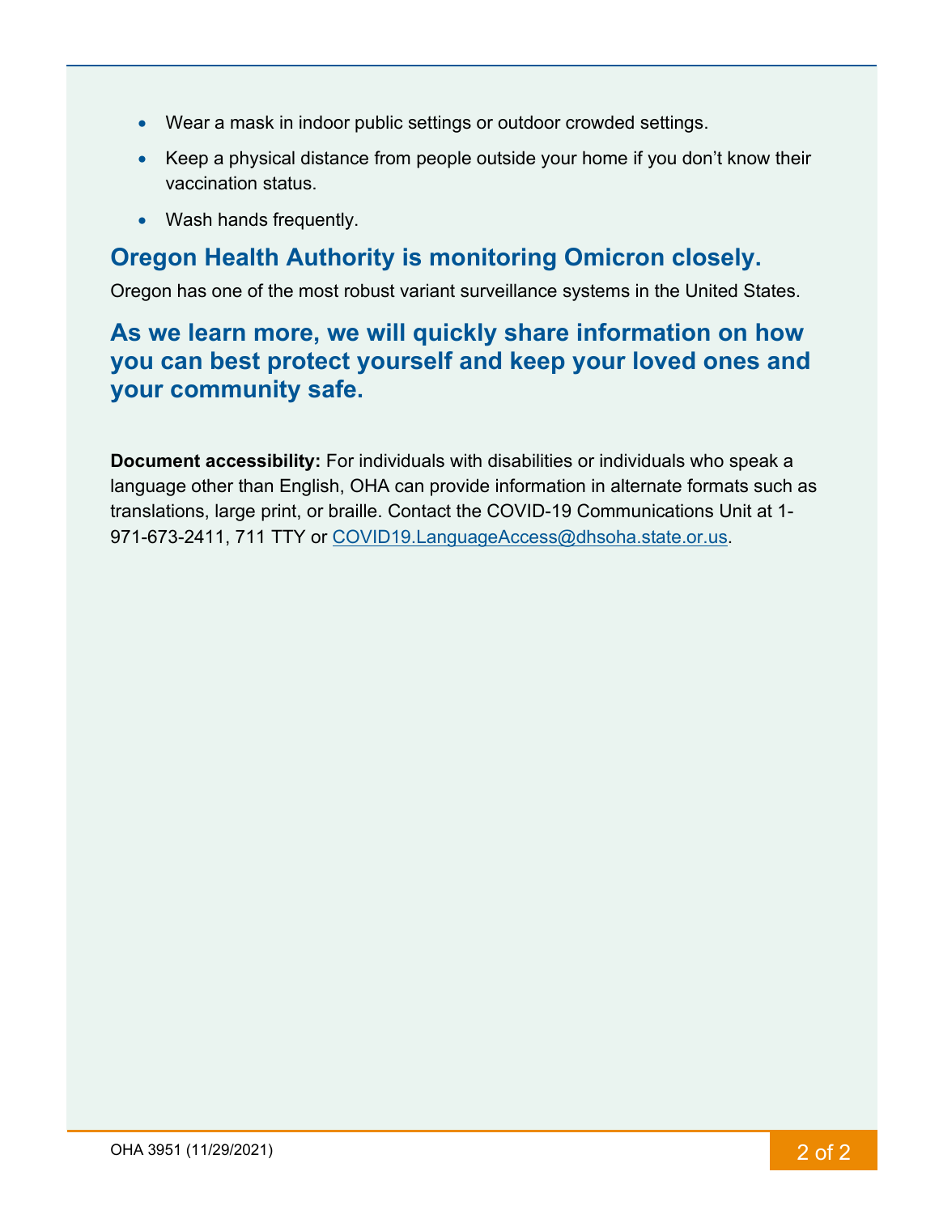- Wear a mask in indoor public settings or outdoor crowded settings.
- Keep a physical distance from people outside your home if you don't know their vaccination status.
- Wash hands frequently.

## Oregon Health Authority is monitoring Omicron closely.

Oregon has one of the most robust variant surveillance systems in the United States.

## As we learn more, we will quickly share information on how you can best protect yourself and keep your loved ones and your community safe.

**Document accessibility:** For individuals with disabilities or individuals who speak a language other than English, OHA can provide information in alternate formats such as translations, large print, or braille. Contact the COVID-19 Communications Unit at 1-971-673-2411, 711 TTY or COVID19.LanguageAccess@dhsoha.state.or.us.

OHA 3951 (11/29/2021)